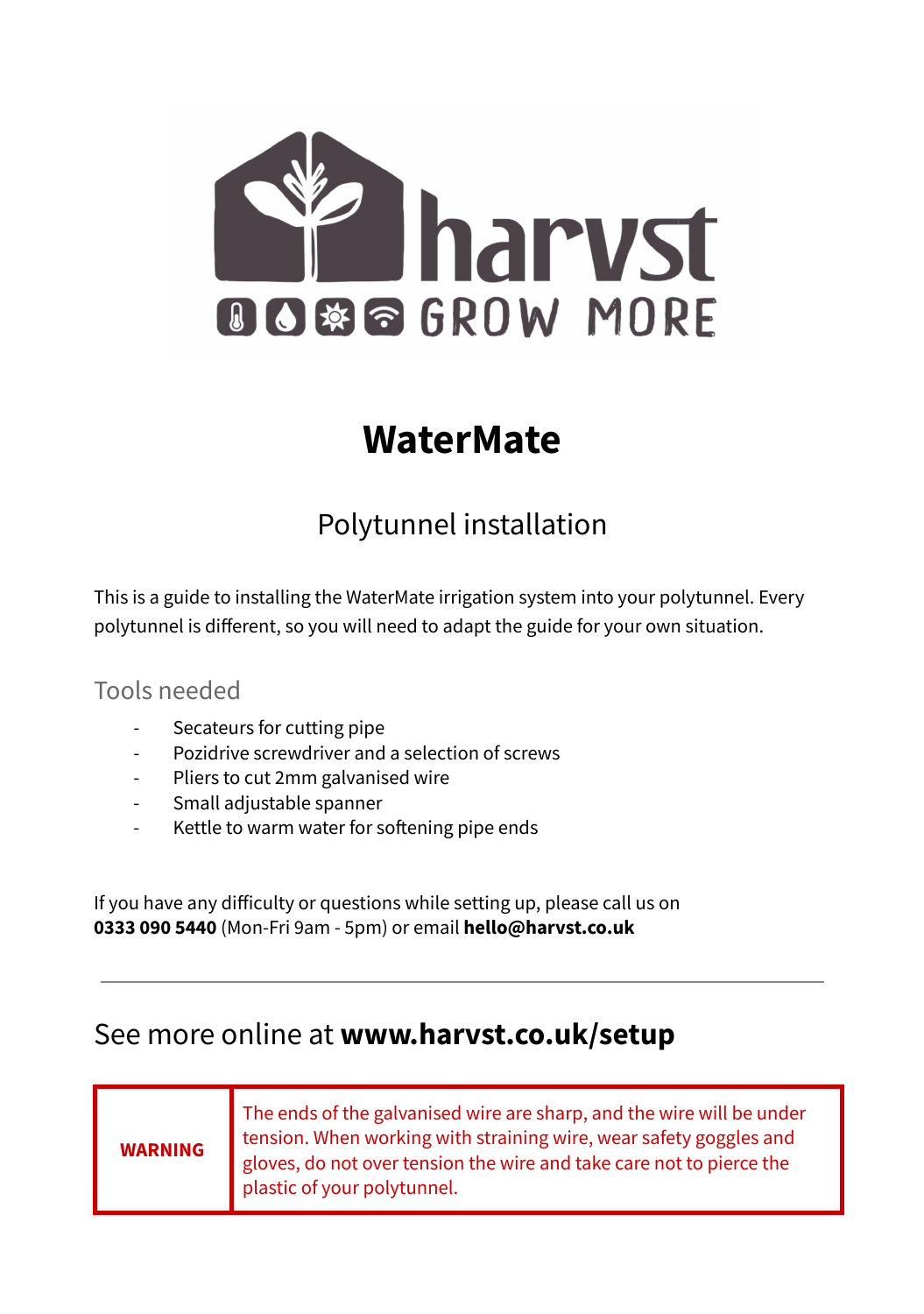# WaterMate

## Polytunnel installation

This is a guide to installing the WaterMate irrigation system into your polytunnel. Every polytunnel is different, so you will need to adapt the guide for your own situation.

### Tools needed

- Secateurs for cutting pipe
- Pozidrive screwdriver and a selection of screws
- Pliers to cut 2mm galvanised wire
- Small adjustable spanner
- Kettle to warm water for softening pipe ends

If you have any difficulty or questions while setting up, please call us on **0333 090 5440** (Mon-Fri 9am - 5pm) or email **hello@harvst.co.uk**

---

## See more online at **www.harvst.co.uk/setup**

| **WARNING** | The ends of the galvanised wire are sharp, and the wire will be under tension. When working with straining wire, wear safety goggles and gloves, do not over tension the wire and take care not to pierce the plastic of your polytunnel. |
|---|---|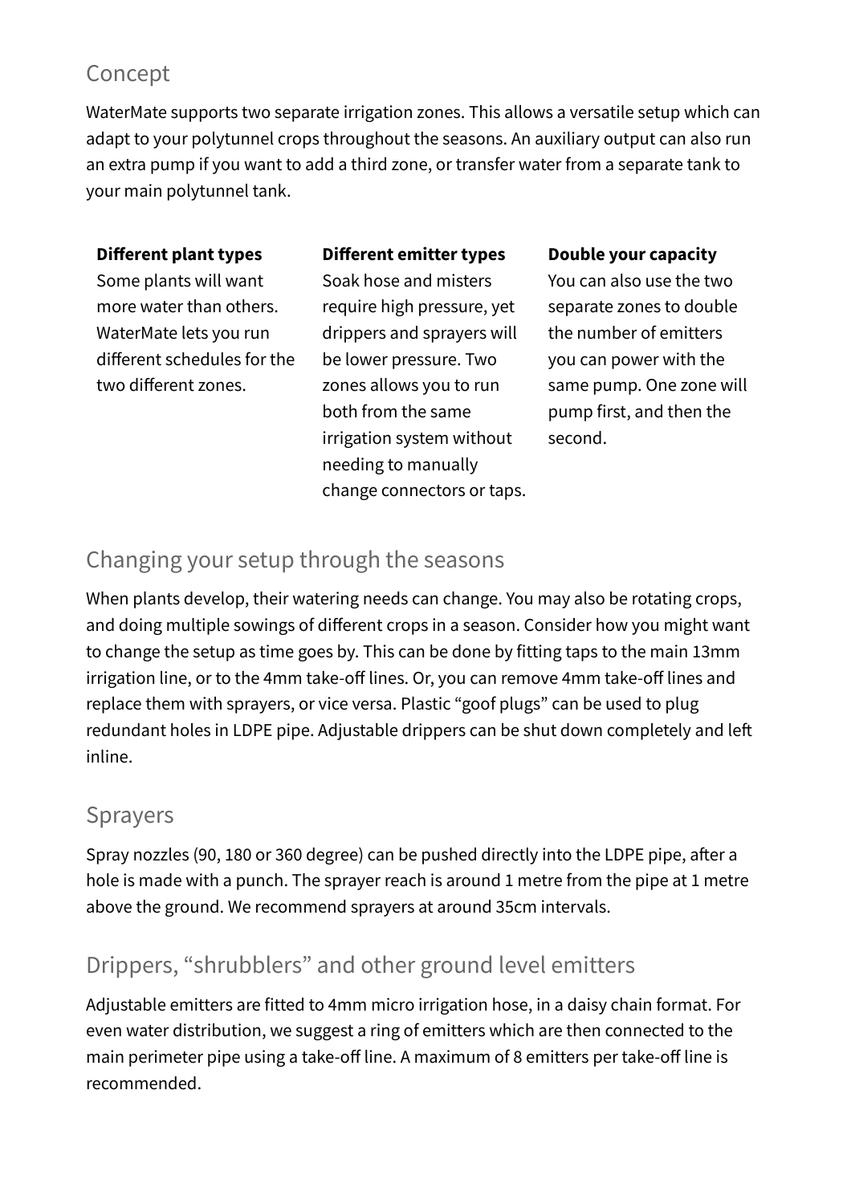## Concept

WaterMate supports two separate irrigation zones. This allows a versatile setup which can adapt to your polytunnel crops throughout the seasons. An auxiliary output can also run an extra pump if you want to add a third zone, or transfer water from a separate tank to your main polytunnel tank.

**Different plant types**
Some plants will want more water than others. WaterMate lets you run different schedules for the two different zones.

**Different emitter types**
Soak hose and misters require high pressure, yet drippers and sprayers will be lower pressure. Two zones allows you to run both from the same irrigation system without needing to manually change connectors or taps.

**Double your capacity**
You can also use the two separate zones to double the number of emitters you can power with the same pump. One zone will pump first, and then the second.

## Changing your setup through the seasons

When plants develop, their watering needs can change. You may also be rotating crops, and doing multiple sowings of different crops in a season. Consider how you might want to change the setup as time goes by. This can be done by fitting taps to the main 13mm irrigation line, or to the 4mm take-off lines. Or, you can remove 4mm take-off lines and replace them with sprayers, or vice versa. Plastic "goof plugs" can be used to plug redundant holes in LDPE pipe. Adjustable drippers can be shut down completely and left inline.

## Sprayers

Spray nozzles (90, 180 or 360 degree) can be pushed directly into the LDPE pipe, after a hole is made with a punch. The sprayer reach is around 1 metre from the pipe at 1 metre above the ground. We recommend sprayers at around 35cm intervals.

## Drippers, "shrubblers" and other ground level emitters

Adjustable emitters are fitted to 4mm micro irrigation hose, in a daisy chain format. For even water distribution, we suggest a ring of emitters which are then connected to the main perimeter pipe using a take-off line. A maximum of 8 emitters per take-off line is recommended.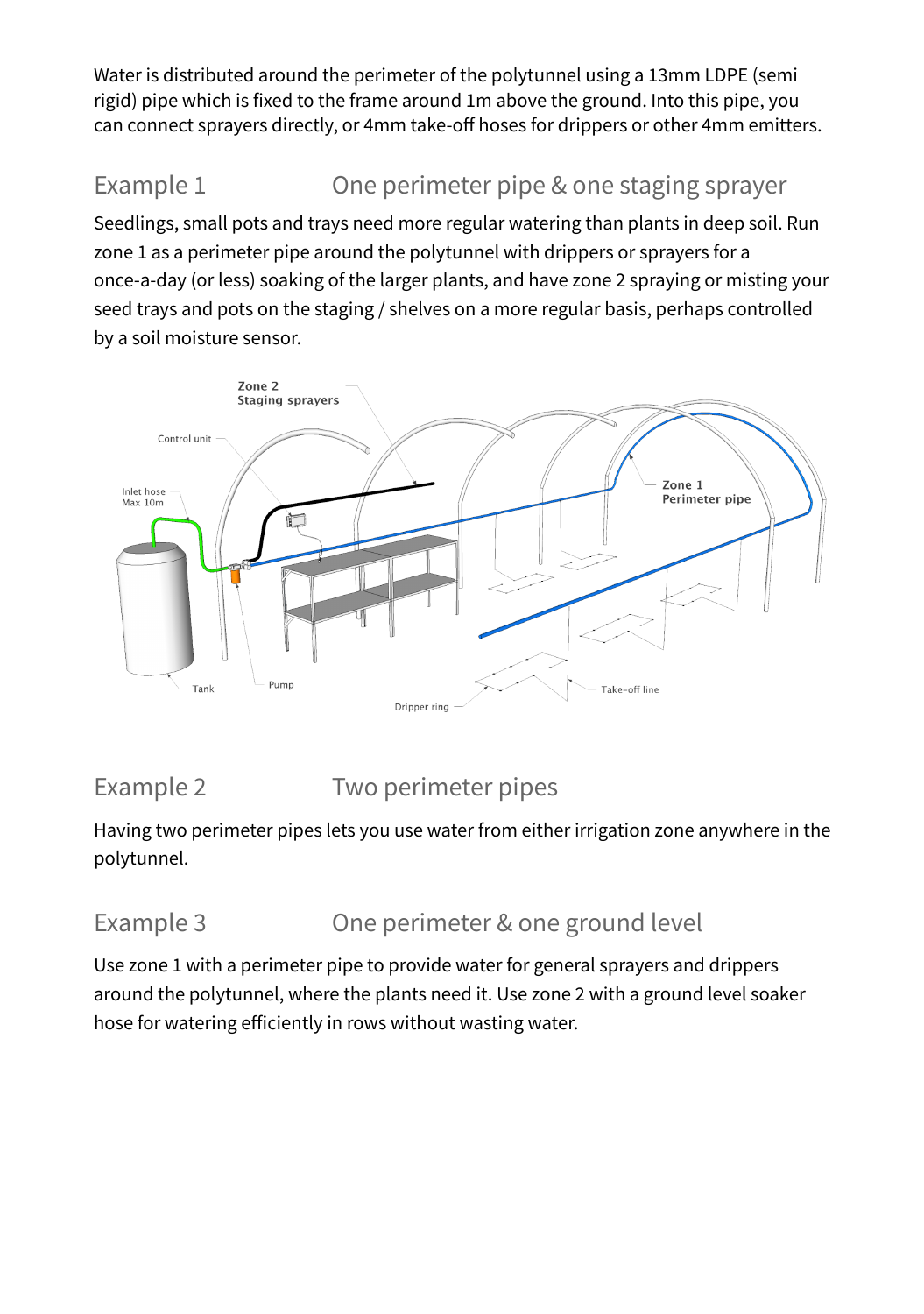Water is distributed around the perimeter of the polytunnel using a 13mm LDPE (semi rigid) pipe which is fixed to the frame around 1m above the ground. Into this pipe, you can connect sprayers directly, or 4mm take-off hoses for drippers or other 4mm emitters.

## Example 1 — One perimeter pipe & one staging sprayer

Seedlings, small pots and trays need more regular watering than plants in deep soil. Run zone 1 as a perimeter pipe around the polytunnel with drippers or sprayers for a once-a-day (or less) soaking of the larger plants, and have zone 2 spraying or misting your seed trays and pots on the staging / shelves on a more regular basis, perhaps controlled by a soil moisture sensor.

## Example 2 — Two perimeter pipes

Having two perimeter pipes lets you use water from either irrigation zone anywhere in the polytunnel.

## Example 3 — One perimeter & one ground level

Use zone 1 with a perimeter pipe to provide water for general sprayers and drippers around the polytunnel, where the plants need it. Use zone 2 with a ground level soaker hose for watering efficiently in rows without wasting water.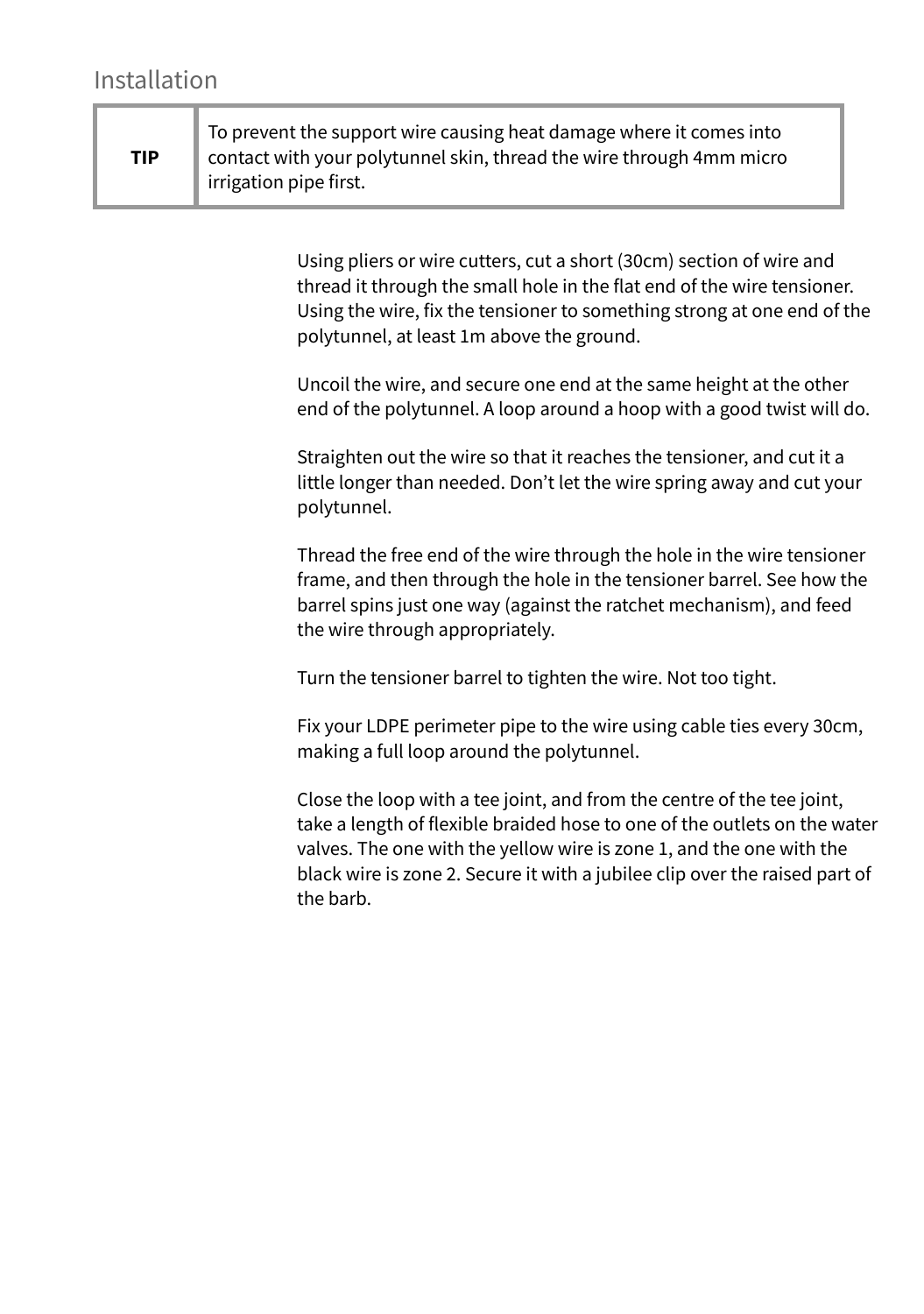## Installation

| | |
|---|---|
| **TIP** | To prevent the support wire causing heat damage where it comes into contact with your polytunnel skin, thread the wire through 4mm micro irrigation pipe first. |

Using pliers or wire cutters, cut a short (30cm) section of wire and thread it through the small hole in the flat end of the wire tensioner. Using the wire, fix the tensioner to something strong at one end of the polytunnel, at least 1m above the ground.

Uncoil the wire, and secure one end at the same height at the other end of the polytunnel. A loop around a hoop with a good twist will do.

Straighten out the wire so that it reaches the tensioner, and cut it a little longer than needed. Don't let the wire spring away and cut your polytunnel.

Thread the free end of the wire through the hole in the wire tensioner frame, and then through the hole in the tensioner barrel. See how the barrel spins just one way (against the ratchet mechanism), and feed the wire through appropriately.

Turn the tensioner barrel to tighten the wire. Not too tight.

Fix your LDPE perimeter pipe to the wire using cable ties every 30cm, making a full loop around the polytunnel.

Close the loop with a tee joint, and from the centre of the tee joint, take a length of flexible braided hose to one of the outlets on the water valves. The one with the yellow wire is zone 1, and the one with the black wire is zone 2. Secure it with a jubilee clip over the raised part of the barb.